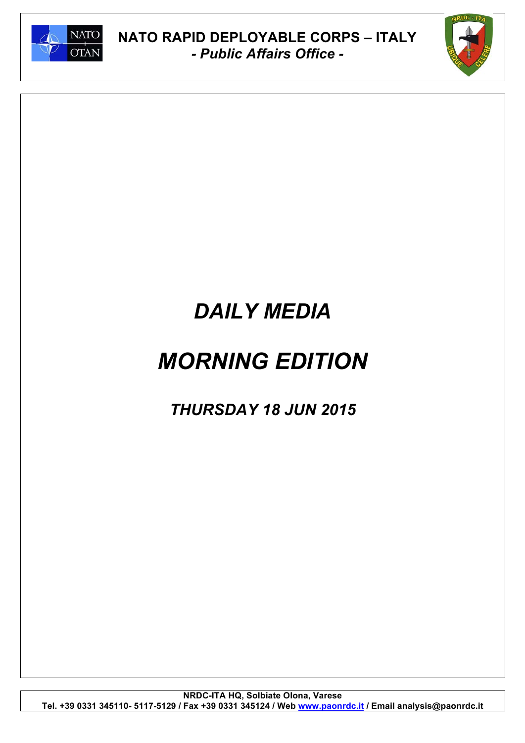# NATO RAPID DEPLOYABLE CORPS – ITALY

***- Public Affairs Office -***

# *DAILY MEDIA*

# *MORNING EDITION*

## *THURSDAY 18 JUN 2015*

**NRDC-ITA HQ, Solbiate Olona, Varese**
**Tel. +39 0331 345110- 5117-5129 / Fax +39 0331 345124 / Web [www.paonrdc.it](http://www.paonrdc.it) / Email analysis@paonrdc.it**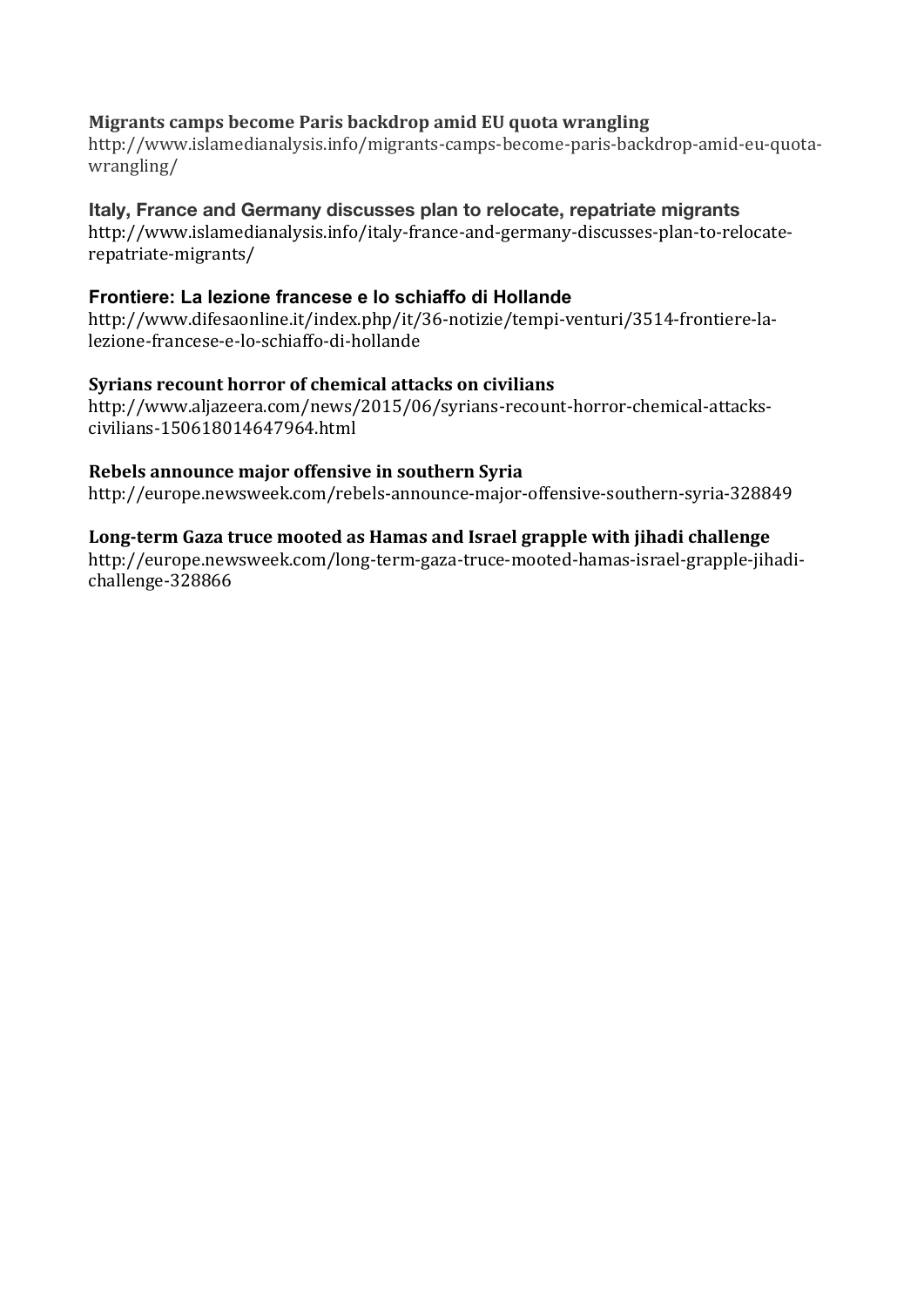**Migrants camps become Paris backdrop amid EU quota wrangling**
http://www.islamedianalysis.info/migrants-camps-become-paris-backdrop-amid-eu-quota-wrangling/

**Italy, France and Germany discusses plan to relocate, repatriate migrants**
http://www.islamedianalysis.info/italy-france-and-germany-discusses-plan-to-relocate-repatriate-migrants/

**Frontiere: La lezione francese e lo schiaffo di Hollande**
http://www.difesaonline.it/index.php/it/36-notizie/tempi-venturi/3514-frontiere-la-lezione-francese-e-lo-schiaffo-di-hollande

**Syrians recount horror of chemical attacks on civilians**
http://www.aljazeera.com/news/2015/06/syrians-recount-horror-chemical-attacks-civilians-150618014647964.html

**Rebels announce major offensive in southern Syria**
http://europe.newsweek.com/rebels-announce-major-offensive-southern-syria-328849

**Long-term Gaza truce mooted as Hamas and Israel grapple with jihadi challenge**
http://europe.newsweek.com/long-term-gaza-truce-mooted-hamas-israel-grapple-jihadi-challenge-328866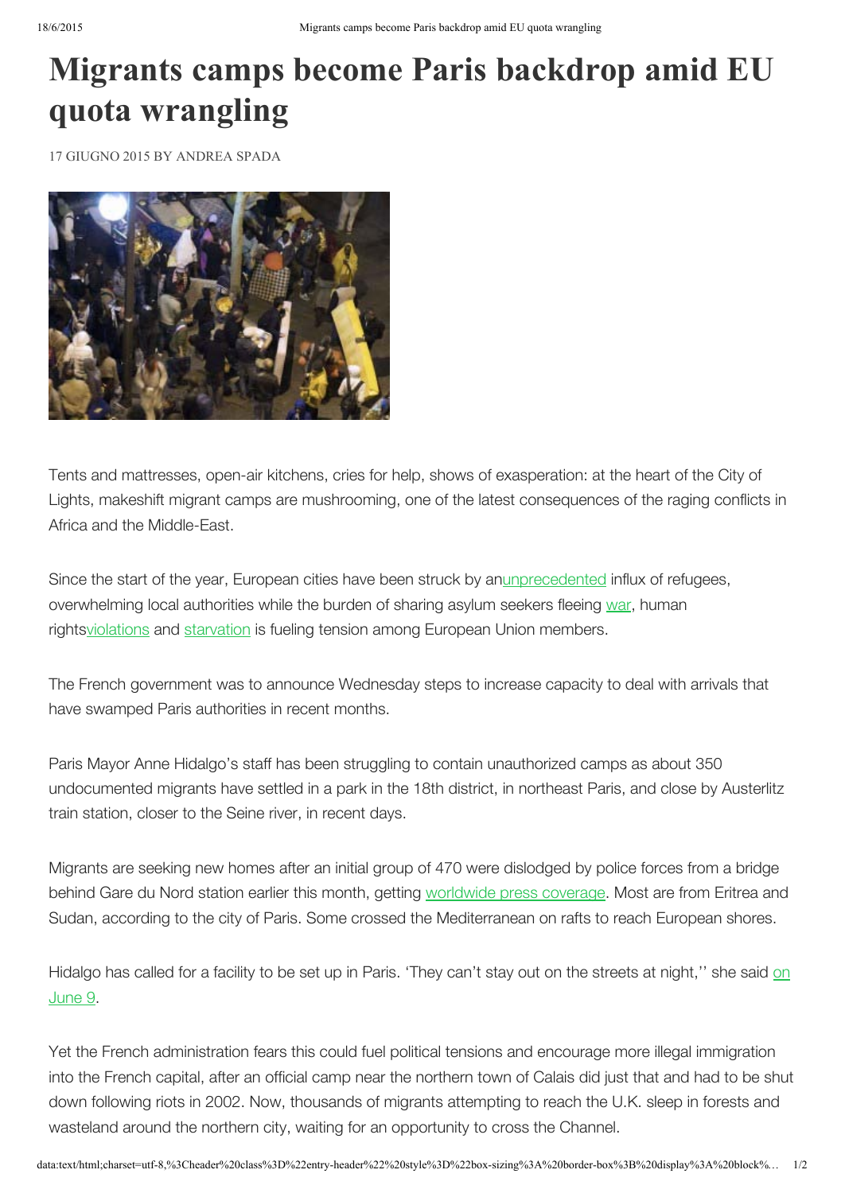# Migrants camps become Paris backdrop amid EU quota wrangling

17 GIUGNO 2015 BY ANDREA SPADA

Tents and mattresses, open-air kitchens, cries for help, shows of exasperation: at the heart of the City of Lights, makeshift migrant camps are mushrooming, one of the latest consequences of the raging conflicts in Africa and the Middle-East.

Since the start of the year, European cities have been struck by anunprecedented influx of refugees, overwhelming local authorities while the burden of sharing asylum seekers fleeing war, human rightsviolations and starvation is fueling tension among European Union members.

The French government was to announce Wednesday steps to increase capacity to deal with arrivals that have swamped Paris authorities in recent months.

Paris Mayor Anne Hidalgo's staff has been struggling to contain unauthorized camps as about 350 undocumented migrants have settled in a park in the 18th district, in northeast Paris, and close by Austerlitz train station, closer to the Seine river, in recent days.

Migrants are seeking new homes after an initial group of 470 were dislodged by police forces from a bridge behind Gare du Nord station earlier this month, getting worldwide press coverage. Most are from Eritrea and Sudan, according to the city of Paris. Some crossed the Mediterranean on rafts to reach European shores.

Hidalgo has called for a facility to be set up in Paris. 'They can't stay out on the streets at night,'' she said on June 9.

Yet the French administration fears this could fuel political tensions and encourage more illegal immigration into the French capital, after an official camp near the northern town of Calais did just that and had to be shut down following riots in 2002. Now, thousands of migrants attempting to reach the U.K. sleep in forests and wasteland around the northern city, waiting for an opportunity to cross the Channel.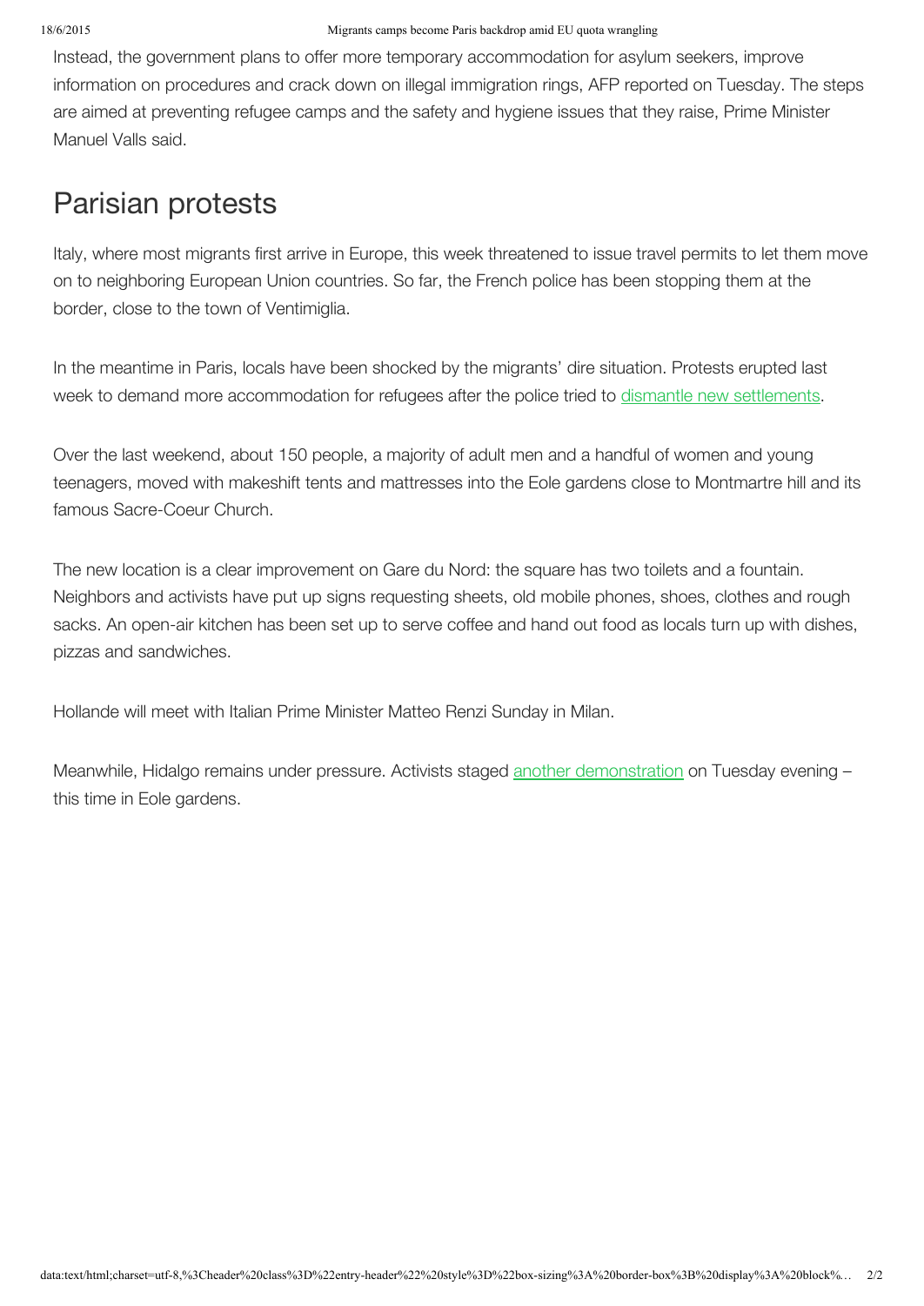Instead, the government plans to offer more temporary accommodation for asylum seekers, improve information on procedures and crack down on illegal immigration rings, AFP reported on Tuesday. The steps are aimed at preventing refugee camps and the safety and hygiene issues that they raise, Prime Minister Manuel Valls said.

## Parisian protests

Italy, where most migrants first arrive in Europe, this week threatened to issue travel permits to let them move on to neighboring European Union countries. So far, the French police has been stopping them at the border, close to the town of Ventimiglia.

In the meantime in Paris, locals have been shocked by the migrants' dire situation. Protests erupted last week to demand more accommodation for refugees after the police tried to dismantle new settlements.

Over the last weekend, about 150 people, a majority of adult men and a handful of women and young teenagers, moved with makeshift tents and mattresses into the Eole gardens close to Montmartre hill and its famous Sacre-Coeur Church.

The new location is a clear improvement on Gare du Nord: the square has two toilets and a fountain. Neighbors and activists have put up signs requesting sheets, old mobile phones, shoes, clothes and rough sacks. An open-air kitchen has been set up to serve coffee and hand out food as locals turn up with dishes, pizzas and sandwiches.

Hollande will meet with Italian Prime Minister Matteo Renzi Sunday in Milan.

Meanwhile, Hidalgo remains under pressure. Activists staged another demonstration on Tuesday evening – this time in Eole gardens.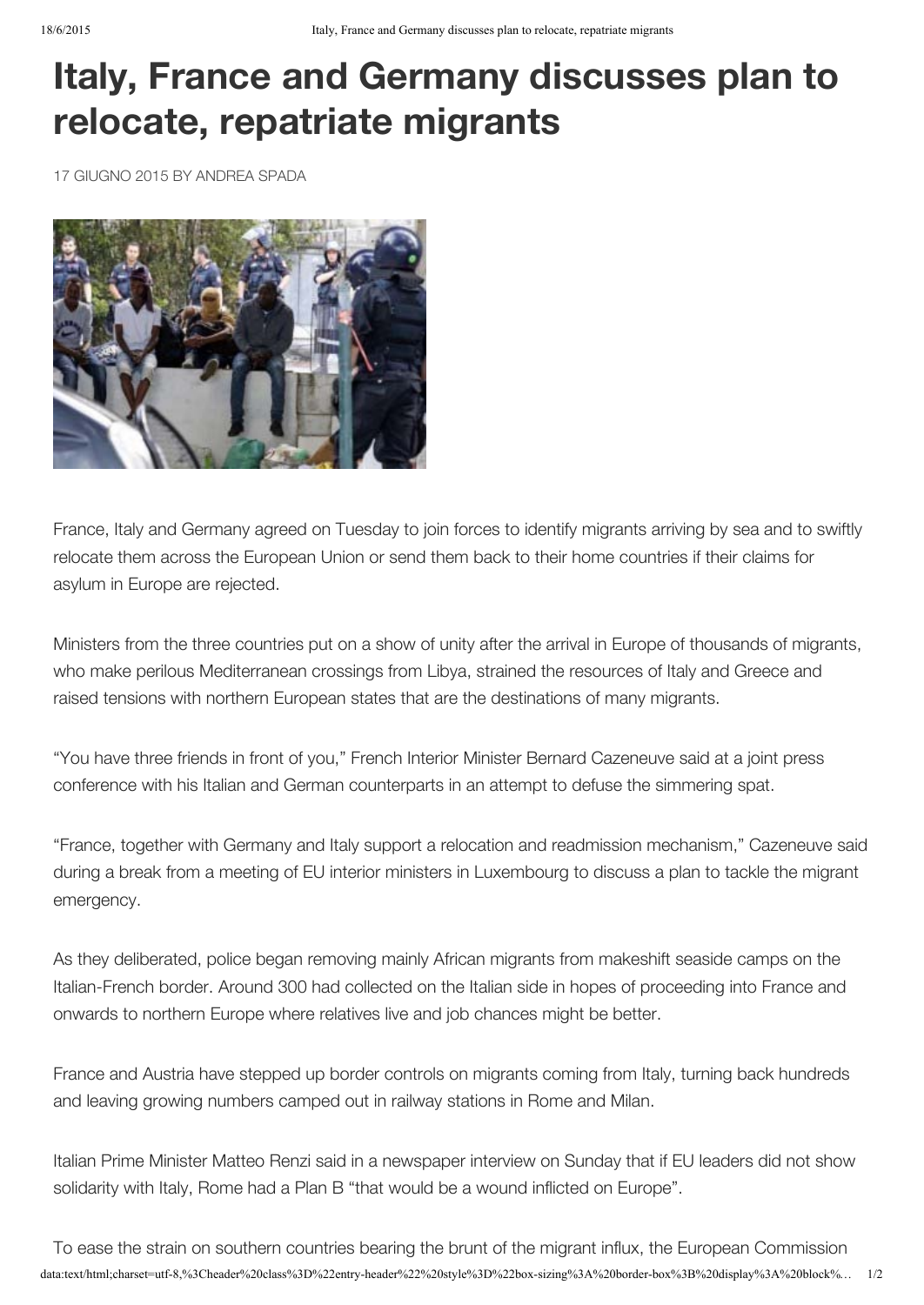# Italy, France and Germany discusses plan to relocate, repatriate migrants

17 GIUGNO 2015 BY ANDREA SPADA

France, Italy and Germany agreed on Tuesday to join forces to identify migrants arriving by sea and to swiftly relocate them across the European Union or send them back to their home countries if their claims for asylum in Europe are rejected.

Ministers from the three countries put on a show of unity after the arrival in Europe of thousands of migrants, who make perilous Mediterranean crossings from Libya, strained the resources of Italy and Greece and raised tensions with northern European states that are the destinations of many migrants.

"You have three friends in front of you," French Interior Minister Bernard Cazeneuve said at a joint press conference with his Italian and German counterparts in an attempt to defuse the simmering spat.

"France, together with Germany and Italy support a relocation and readmission mechanism," Cazeneuve said during a break from a meeting of EU interior ministers in Luxembourg to discuss a plan to tackle the migrant emergency.

As they deliberated, police began removing mainly African migrants from makeshift seaside camps on the Italian-French border. Around 300 had collected on the Italian side in hopes of proceeding into France and onwards to northern Europe where relatives live and job chances might be better.

France and Austria have stepped up border controls on migrants coming from Italy, turning back hundreds and leaving growing numbers camped out in railway stations in Rome and Milan.

Italian Prime Minister Matteo Renzi said in a newspaper interview on Sunday that if EU leaders did not show solidarity with Italy, Rome had a Plan B "that would be a wound inflicted on Europe".

To ease the strain on southern countries bearing the brunt of the migrant influx, the European Commission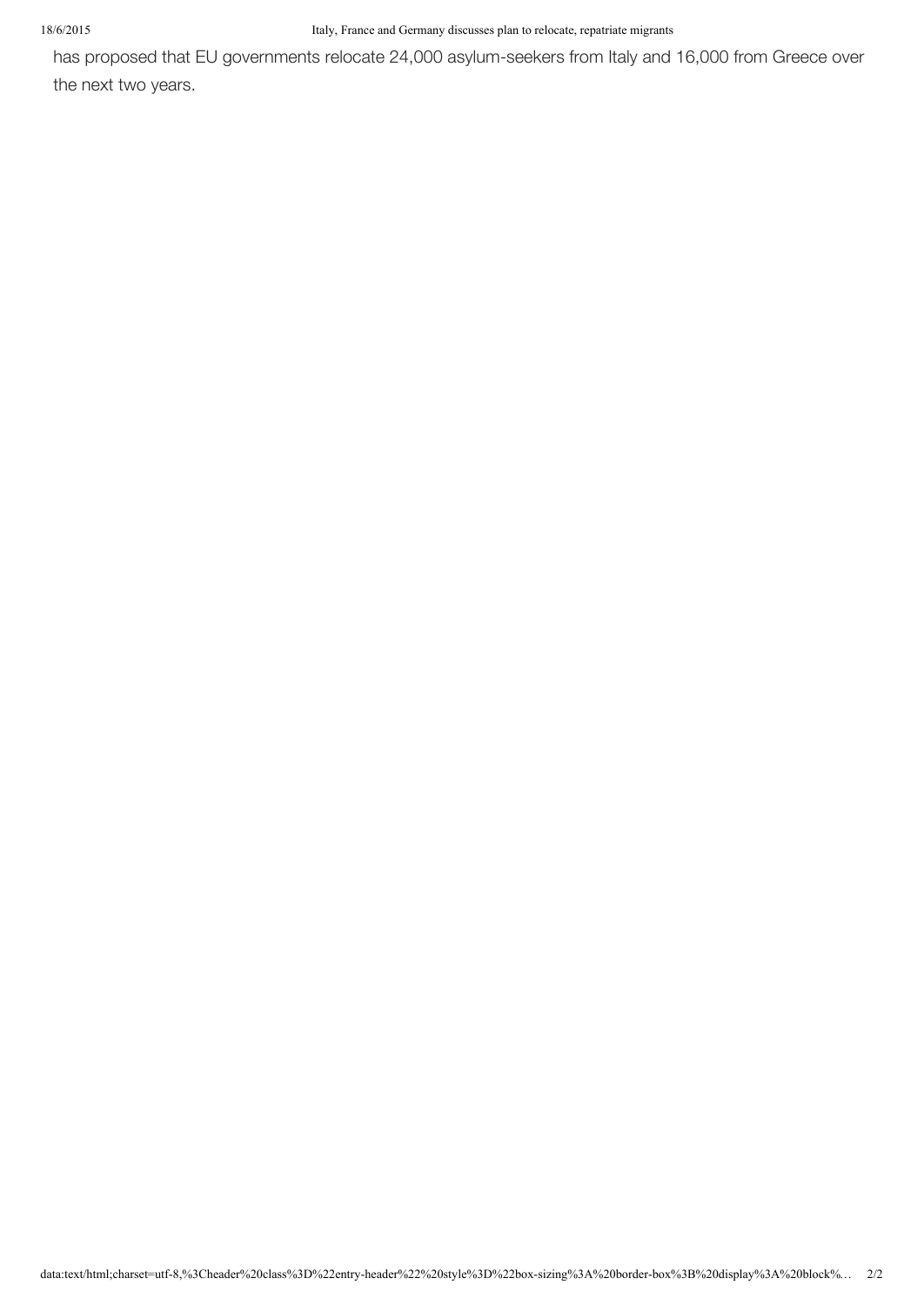has proposed that EU governments relocate 24,000 asylum-seekers from Italy and 16,000 from Greece over the next two years.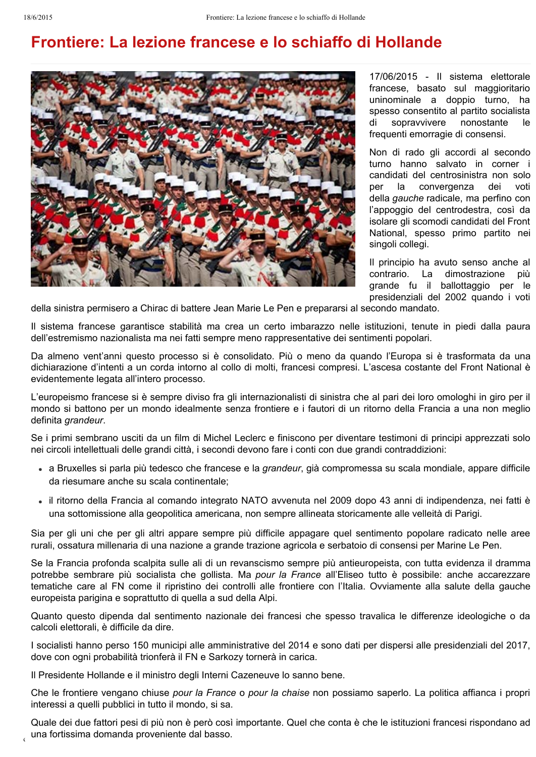# Frontiere: La lezione francese e lo schiaffo di Hollande

17/06/2015 - Il sistema elettorale francese, basato sul maggioritario uninominale a doppio turno, ha spesso consentito al partito socialista di sopravvivere nonostante le frequenti emorragie di consensi.

Non di rado gli accordi al secondo turno hanno salvato in corner i candidati del centrosinistra non solo per la convergenza dei voti della *gauche* radicale, ma perfino con l'appoggio del centrodestra, così da isolare gli scomodi candidati del Front National, spesso primo partito nei singoli collegi.

Il principio ha avuto senso anche al contrario. La dimostrazione più grande fu il ballottaggio per le presidenziali del 2002 quando i voti della sinistra permisero a Chirac di battere Jean Marie Le Pen e prepararsi al secondo mandato.

Il sistema francese garantisce stabilità ma crea un certo imbarazzo nelle istituzioni, tenute in piedi dalla paura dell'estremismo nazionalista ma nei fatti sempre meno rappresentative dei sentimenti popolari.

Da almeno vent'anni questo processo si è consolidato. Più o meno da quando l'Europa si è trasformata da una dichiarazione d'intenti a un corda intorno al collo di molti, francesi compresi. L'ascesa costante del Front National è evidentemente legata all'intero processo.

L'europeismo francese si è sempre diviso fra gli internazionalisti di sinistra che al pari dei loro omologhi in giro per il mondo si battono per un mondo idealmente senza frontiere e i fautori di un ritorno della Francia a una non meglio definita *grandeur*.

Se i primi sembrano usciti da un film di Michel Leclerc e finiscono per diventare testimoni di principi apprezzati solo nei circoli intellettuali delle grandi città, i secondi devono fare i conti con due grandi contraddizioni:

- a Bruxelles si parla più tedesco che francese e la *grandeur*, già compromessa su scala mondiale, appare difficile da riesumare anche su scala continentale;
- il ritorno della Francia al comando integrato NATO avvenuta nel 2009 dopo 43 anni di indipendenza, nei fatti è una sottomissione alla geopolitica americana, non sempre allineata storicamente alle velleità di Parigi.

Sia per gli uni che per gli altri appare sempre più difficile appagare quel sentimento popolare radicato nelle aree rurali, ossatura millenaria di una nazione a grande trazione agricola e serbatoio di consensi per Marine Le Pen.

Se la Francia profonda scalpita sulle ali di un revanscismo sempre più antieuropeista, con tutta evidenza il dramma potrebbe sembrare più socialista che gollista. Ma *pour la France* all'Eliseo tutto è possibile: anche accarezzare tematiche care al FN come il ripristino dei controlli alle frontiere con l'Italia. Ovviamente alla salute della gauche europeista parigina e soprattutto di quella a sud della Alpi.

Quanto questo dipenda dal sentimento nazionale dei francesi che spesso travalica le differenze ideologiche o da calcoli elettorali, è difficile da dire.

I socialisti hanno perso 150 municipi alle amministrative del 2014 e sono dati per dispersi alle presidenziali del 2017, dove con ogni probabilità trionferà il FN e Sarkozy tornerà in carica.

Il Presidente Hollande e il ministro degli Interni Cazeneuve lo sanno bene.

Che le frontiere vengano chiuse *pour la France* o *pour la chaise* non possiamo saperlo. La politica affianca i propri interessi a quelli pubblici in tutto il mondo, si sa.

Quale dei due fattori pesi di più non è però così importante. Quel che conta è che le istituzioni francesi rispondano ad una fortissima domanda proveniente dal basso.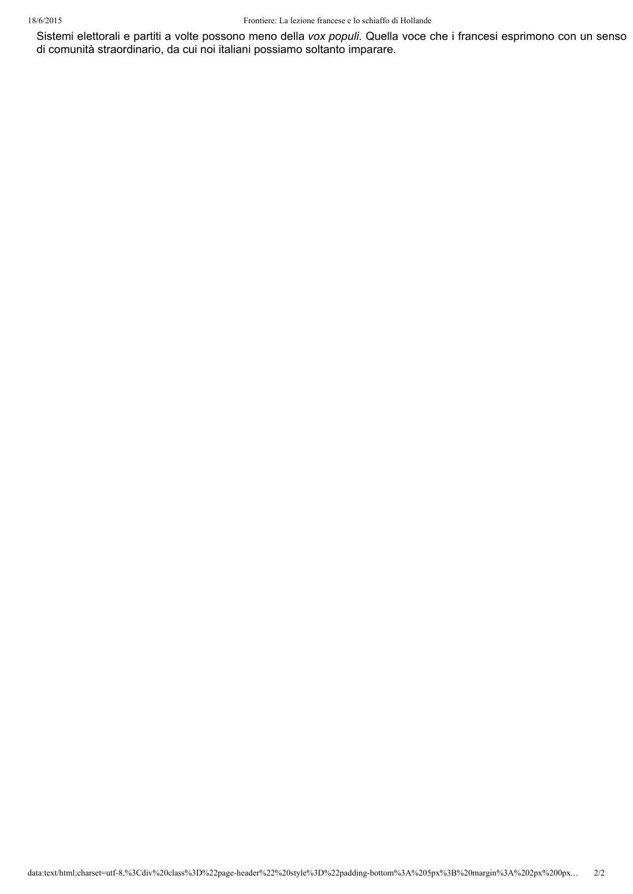Sistemi elettorali e partiti a volte possono meno della *vox populi*. Quella voce che i francesi esprimono con un senso di comunità straordinario, da cui noi italiani possiamo soltanto imparare.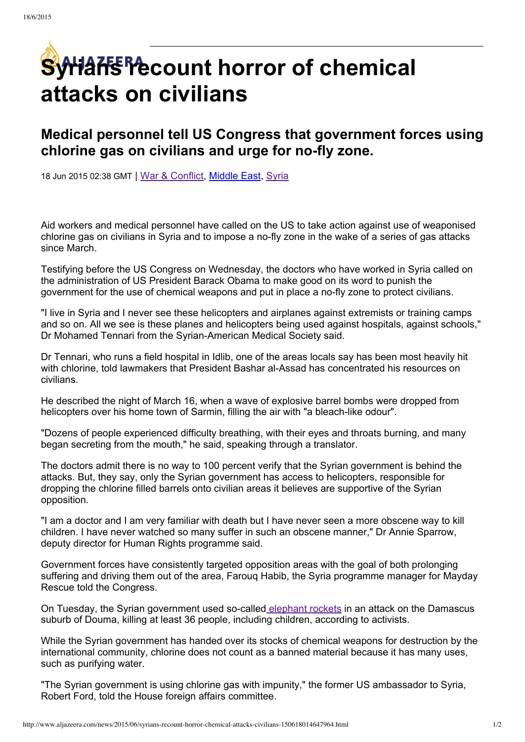# Syrians recount horror of chemical attacks on civilians

## Medical personnel tell US Congress that government forces using chlorine gas on civilians and urge for no-fly zone.

18 Jun 2015 02:38 GMT | War & Conflict, Middle East, Syria

Aid workers and medical personnel have called on the US to take action against use of weaponised chlorine gas on civilians in Syria and to impose a no-fly zone in the wake of a series of gas attacks since March.

Testifying before the US Congress on Wednesday, the doctors who have worked in Syria called on the administration of US President Barack Obama to make good on its word to punish the government for the use of chemical weapons and put in place a no-fly zone to protect civilians.

"I live in Syria and I never see these helicopters and airplanes against extremists or training camps and so on. All we see is these planes and helicopters being used against hospitals, against schools," Dr Mohamed Tennari from the Syrian-American Medical Society said.

Dr Tennari, who runs a field hospital in Idlib, one of the areas locals say has been most heavily hit with chlorine, told lawmakers that President Bashar al-Assad has concentrated his resources on civilians.

He described the night of March 16, when a wave of explosive barrel bombs were dropped from helicopters over his home town of Sarmin, filling the air with "a bleach-like odour".

"Dozens of people experienced difficulty breathing, with their eyes and throats burning, and many began secreting from the mouth," he said, speaking through a translator.

The doctors admit there is no way to 100 percent verify that the Syrian government is behind the attacks. But, they say, only the Syrian government has access to helicopters, responsible for dropping the chlorine filled barrels onto civilian areas it believes are supportive of the Syrian opposition.

"I am a doctor and I am very familiar with death but I have never seen a more obscene way to kill children. I have never watched so many suffer in such an obscene manner," Dr Annie Sparrow, deputy director for Human Rights programme said.

Government forces have consistently targeted opposition areas with the goal of both prolonging suffering and driving them out of the area, Farouq Habib, the Syria programme manager for Mayday Rescue told the Congress.

On Tuesday, the Syrian government used so-called elephant rockets in an attack on the Damascus suburb of Douma, killing at least 36 people, including children, according to activists.

While the Syrian government has handed over its stocks of chemical weapons for destruction by the international community, chlorine does not count as a banned material because it has many uses, such as purifying water.

"The Syrian government is using chlorine gas with impunity," the former US ambassador to Syria, Robert Ford, told the House foreign affairs committee.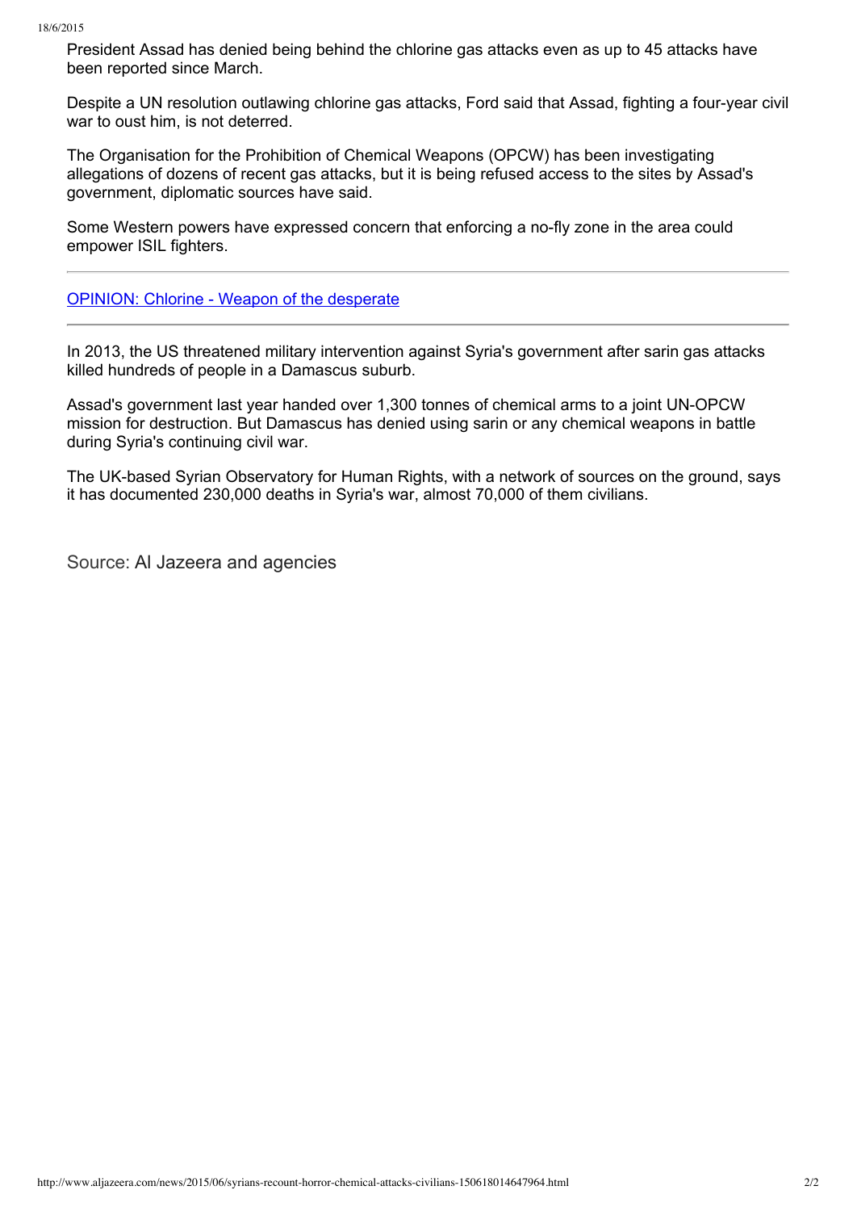President Assad has denied being behind the chlorine gas attacks even as up to 45 attacks have been reported since March.

Despite a UN resolution outlawing chlorine gas attacks, Ford said that Assad, fighting a four-year civil war to oust him, is not deterred.

The Organisation for the Prohibition of Chemical Weapons (OPCW) has been investigating allegations of dozens of recent gas attacks, but it is being refused access to the sites by Assad's government, diplomatic sources have said.

Some Western powers have expressed concern that enforcing a no-fly zone in the area could empower ISIL fighters.

---

OPINION: Chlorine - Weapon of the desperate

---

In 2013, the US threatened military intervention against Syria's government after sarin gas attacks killed hundreds of people in a Damascus suburb.

Assad's government last year handed over 1,300 tonnes of chemical arms to a joint UN-OPCW mission for destruction. But Damascus has denied using sarin or any chemical weapons in battle during Syria's continuing civil war.

The UK-based Syrian Observatory for Human Rights, with a network of sources on the ground, says it has documented 230,000 deaths in Syria's war, almost 70,000 of them civilians.

Source: Al Jazeera and agencies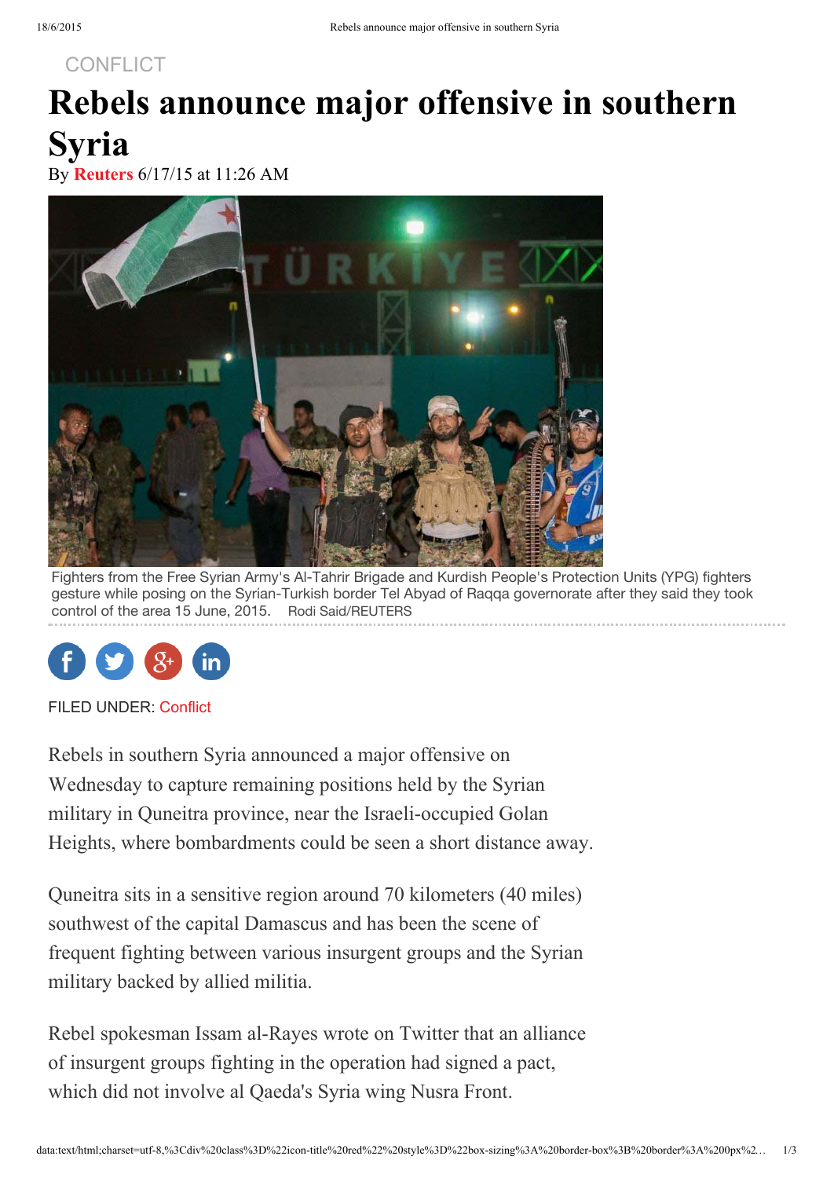CONFLICT

# Rebels announce major offensive in southern Syria

By **Reuters** 6/17/15 at 11:26 AM

Fighters from the Free Syrian Army's Al-Tahrir Brigade and Kurdish People's Protection Units (YPG) fighters gesture while posing on the Syrian-Turkish border Tel Abyad of Raqqa governorate after they said they took control of the area 15 June, 2015. Rodi Said/REUTERS

FILED UNDER: Conflict

Rebels in southern Syria announced a major offensive on Wednesday to capture remaining positions held by the Syrian military in Quneitra province, near the Israeli-occupied Golan Heights, where bombardments could be seen a short distance away.

Quneitra sits in a sensitive region around 70 kilometers (40 miles) southwest of the capital Damascus and has been the scene of frequent fighting between various insurgent groups and the Syrian military backed by allied militia.

Rebel spokesman Issam al-Rayes wrote on Twitter that an alliance of insurgent groups fighting in the operation had signed a pact, which did not involve al Qaeda's Syria wing Nusra Front.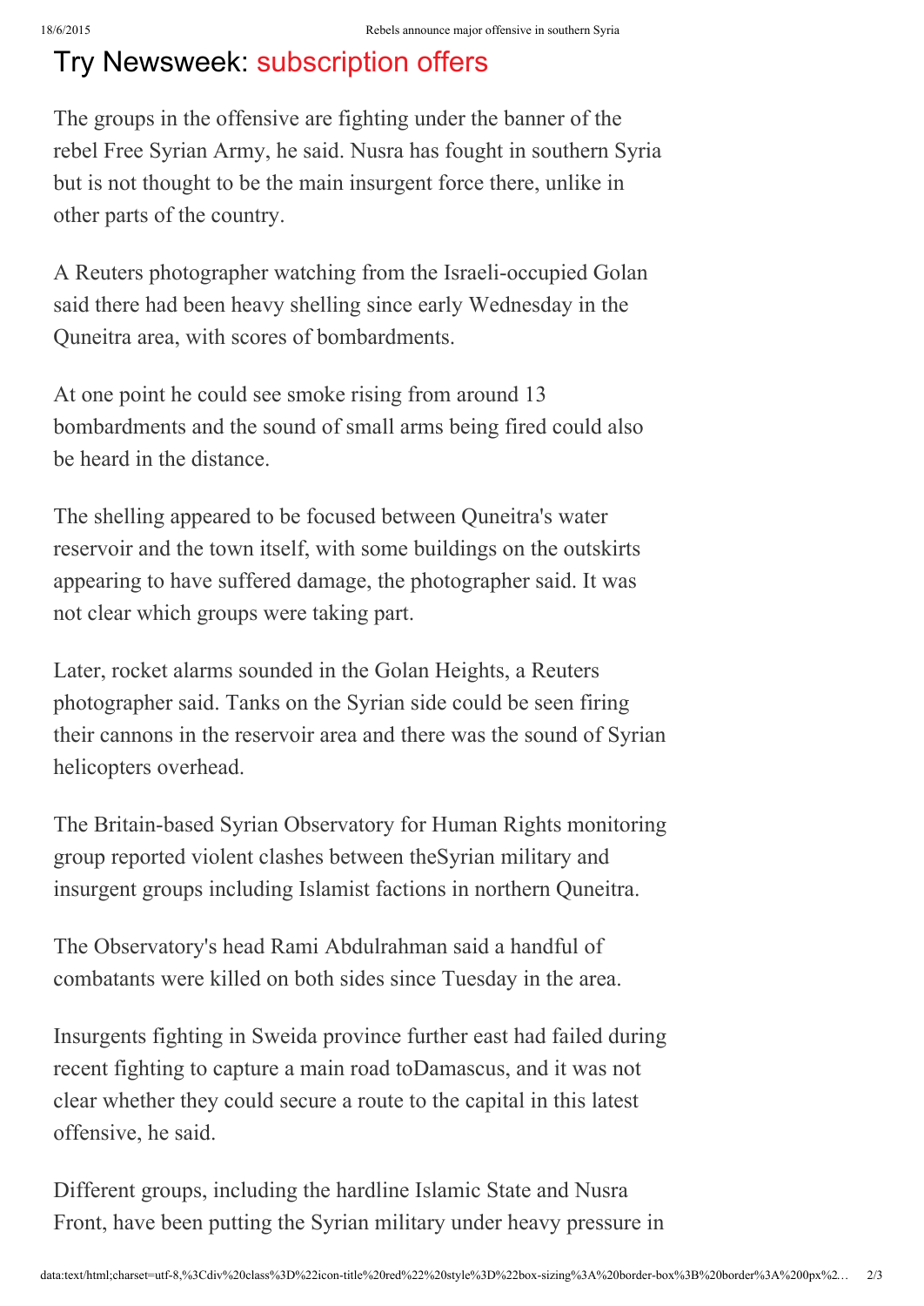Try Newsweek: subscription offers

The groups in the offensive are fighting under the banner of the rebel Free Syrian Army, he said. Nusra has fought in southern Syria but is not thought to be the main insurgent force there, unlike in other parts of the country.

A Reuters photographer watching from the Israeli-occupied Golan said there had been heavy shelling since early Wednesday in the Quneitra area, with scores of bombardments.

At one point he could see smoke rising from around 13 bombardments and the sound of small arms being fired could also be heard in the distance.

The shelling appeared to be focused between Quneitra's water reservoir and the town itself, with some buildings on the outskirts appearing to have suffered damage, the photographer said. It was not clear which groups were taking part.

Later, rocket alarms sounded in the Golan Heights, a Reuters photographer said. Tanks on the Syrian side could be seen firing their cannons in the reservoir area and there was the sound of Syrian helicopters overhead.

The Britain-based Syrian Observatory for Human Rights monitoring group reported violent clashes between theSyrian military and insurgent groups including Islamist factions in northern Quneitra.

The Observatory's head Rami Abdulrahman said a handful of combatants were killed on both sides since Tuesday in the area.

Insurgents fighting in Sweida province further east had failed during recent fighting to capture a main road toDamascus, and it was not clear whether they could secure a route to the capital in this latest offensive, he said.

Different groups, including the hardline Islamic State and Nusra Front, have been putting the Syrian military under heavy pressure in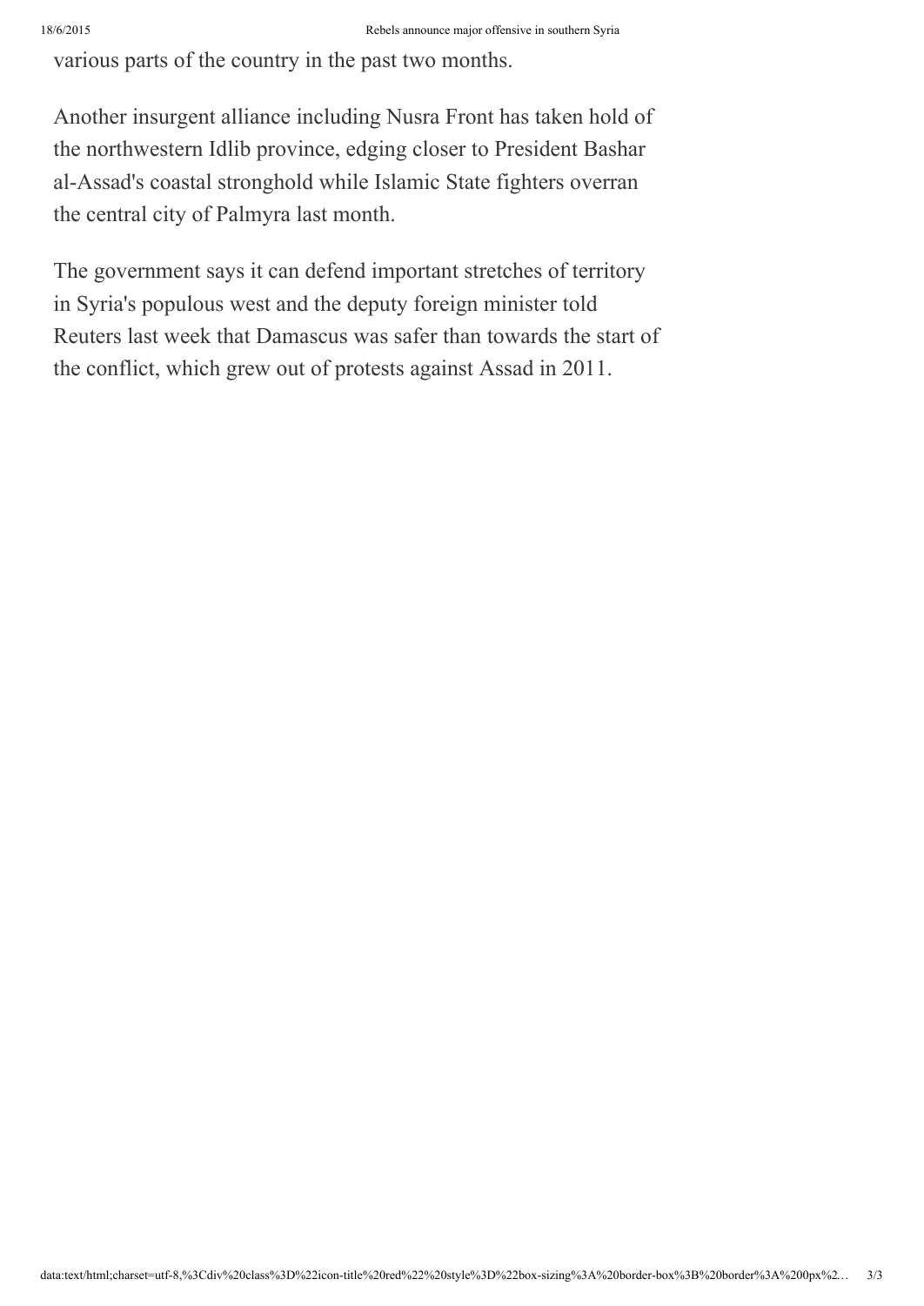various parts of the country in the past two months.

Another insurgent alliance including Nusra Front has taken hold of the northwestern Idlib province, edging closer to President Bashar al-Assad's coastal stronghold while Islamic State fighters overran the central city of Palmyra last month.

The government says it can defend important stretches of territory in Syria's populous west and the deputy foreign minister told Reuters last week that Damascus was safer than towards the start of the conflict, which grew out of protests against Assad in 2011.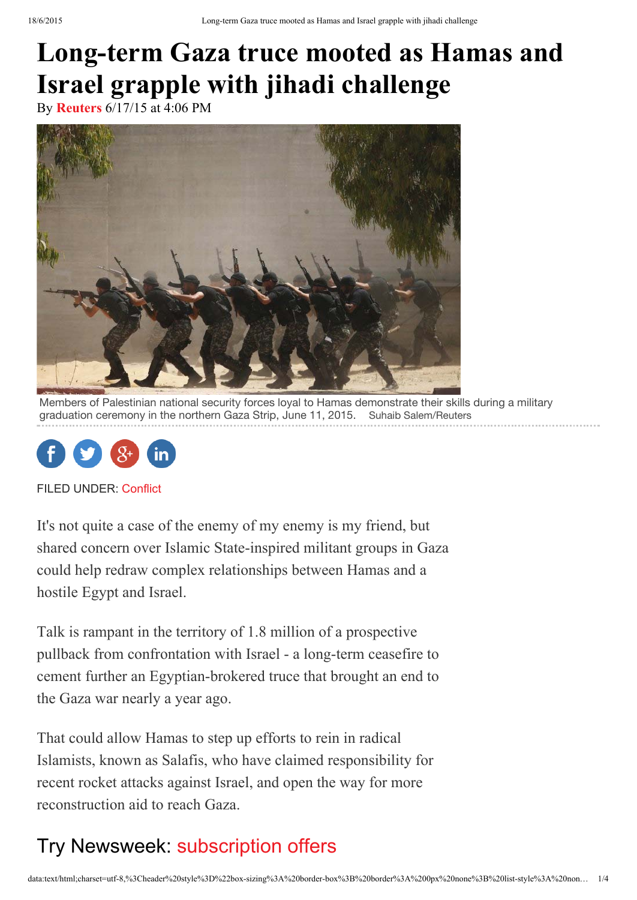# Long-term Gaza truce mooted as Hamas and Israel grapple with jihadi challenge

By **Reuters** 6/17/15 at 4:06 PM

Members of Palestinian national security forces loyal to Hamas demonstrate their skills during a military graduation ceremony in the northern Gaza Strip, June 11, 2015. Suhaib Salem/Reuters

FILED UNDER: Conflict

It's not quite a case of the enemy of my enemy is my friend, but shared concern over Islamic State-inspired militant groups in Gaza could help redraw complex relationships between Hamas and a hostile Egypt and Israel.

Talk is rampant in the territory of 1.8 million of a prospective pullback from confrontation with Israel - a long-term ceasefire to cement further an Egyptian-brokered truce that brought an end to the Gaza war nearly a year ago.

That could allow Hamas to step up efforts to rein in radical Islamists, known as Salafis, who have claimed responsibility for recent rocket attacks against Israel, and open the way for more reconstruction aid to reach Gaza.

## Try Newsweek: subscription offers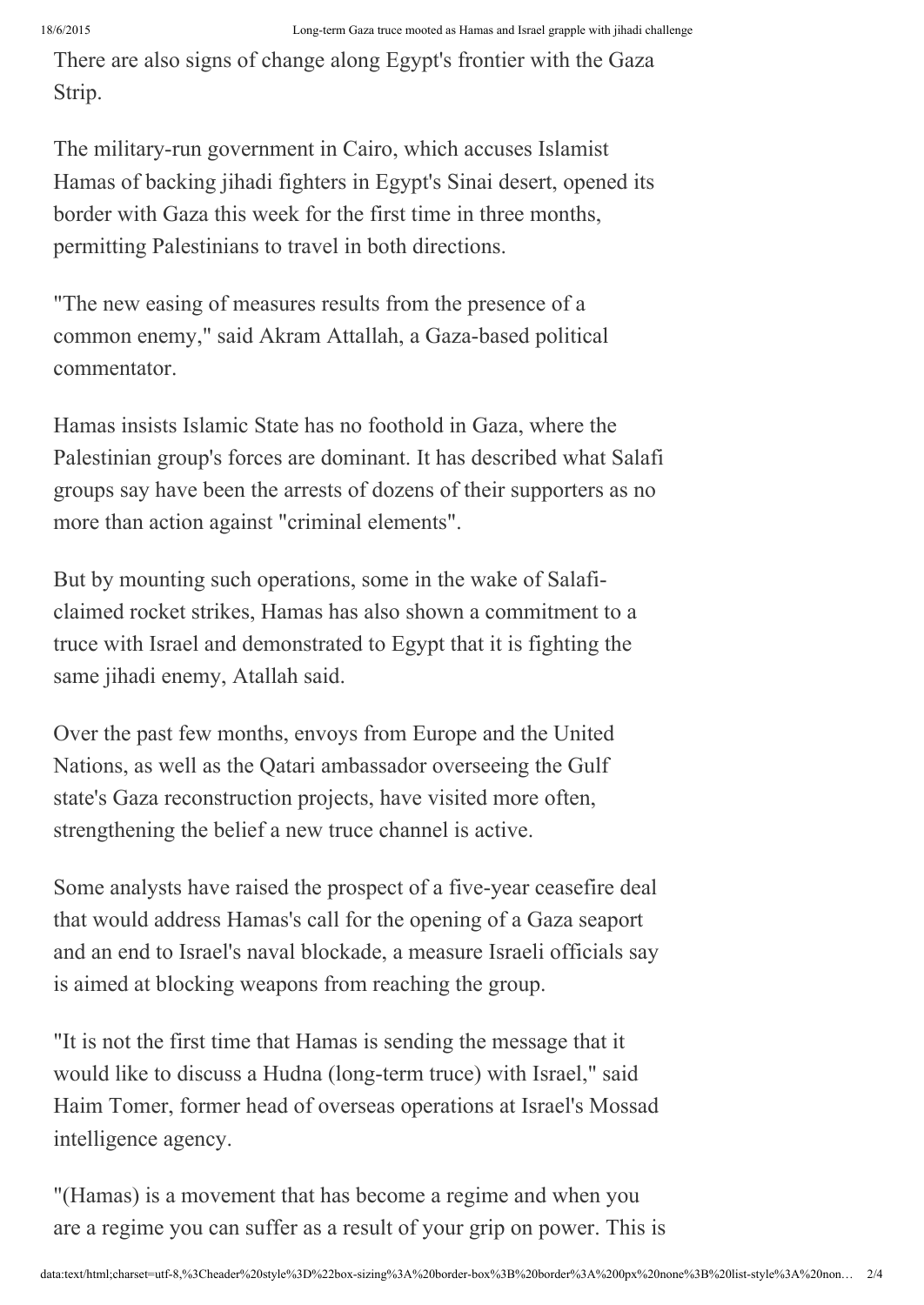There are also signs of change along Egypt's frontier with the Gaza Strip.

The military-run government in Cairo, which accuses Islamist Hamas of backing jihadi fighters in Egypt's Sinai desert, opened its border with Gaza this week for the first time in three months, permitting Palestinians to travel in both directions.

"The new easing of measures results from the presence of a common enemy," said Akram Attallah, a Gaza-based political commentator.

Hamas insists Islamic State has no foothold in Gaza, where the Palestinian group's forces are dominant. It has described what Salafi groups say have been the arrests of dozens of their supporters as no more than action against "criminal elements".

But by mounting such operations, some in the wake of Salafi-claimed rocket strikes, Hamas has also shown a commitment to a truce with Israel and demonstrated to Egypt that it is fighting the same jihadi enemy, Atallah said.

Over the past few months, envoys from Europe and the United Nations, as well as the Qatari ambassador overseeing the Gulf state's Gaza reconstruction projects, have visited more often, strengthening the belief a new truce channel is active.

Some analysts have raised the prospect of a five-year ceasefire deal that would address Hamas's call for the opening of a Gaza seaport and an end to Israel's naval blockade, a measure Israeli officials say is aimed at blocking weapons from reaching the group.

"It is not the first time that Hamas is sending the message that it would like to discuss a Hudna (long-term truce) with Israel," said Haim Tomer, former head of overseas operations at Israel's Mossad intelligence agency.

"(Hamas) is a movement that has become a regime and when you are a regime you can suffer as a result of your grip on power. This is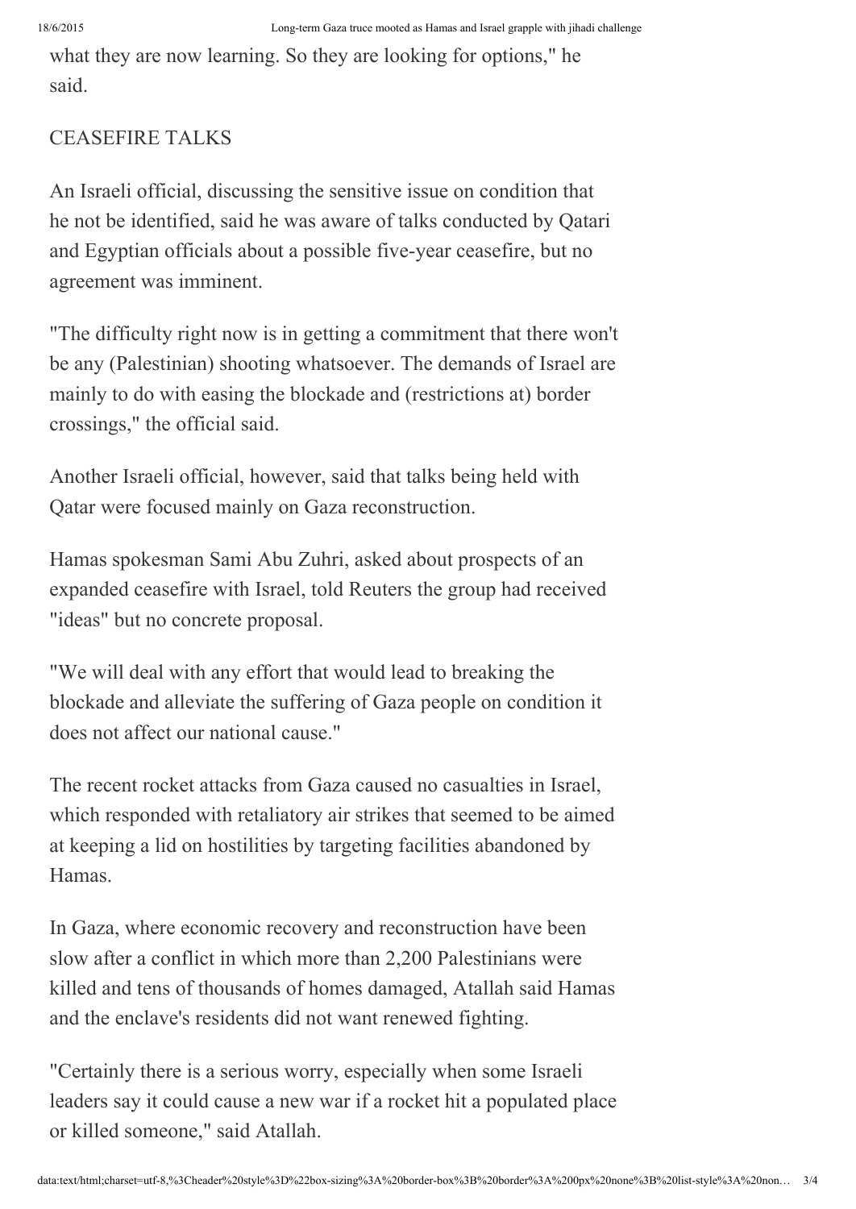what they are now learning. So they are looking for options," he said.

## CEASEFIRE TALKS

An Israeli official, discussing the sensitive issue on condition that he not be identified, said he was aware of talks conducted by Qatari and Egyptian officials about a possible five-year ceasefire, but no agreement was imminent.

"The difficulty right now is in getting a commitment that there won't be any (Palestinian) shooting whatsoever. The demands of Israel are mainly to do with easing the blockade and (restrictions at) border crossings," the official said.

Another Israeli official, however, said that talks being held with Qatar were focused mainly on Gaza reconstruction.

Hamas spokesman Sami Abu Zuhri, asked about prospects of an expanded ceasefire with Israel, told Reuters the group had received "ideas" but no concrete proposal.

"We will deal with any effort that would lead to breaking the blockade and alleviate the suffering of Gaza people on condition it does not affect our national cause."

The recent rocket attacks from Gaza caused no casualties in Israel, which responded with retaliatory air strikes that seemed to be aimed at keeping a lid on hostilities by targeting facilities abandoned by Hamas.

In Gaza, where economic recovery and reconstruction have been slow after a conflict in which more than 2,200 Palestinians were killed and tens of thousands of homes damaged, Atallah said Hamas and the enclave's residents did not want renewed fighting.

"Certainly there is a serious worry, especially when some Israeli leaders say it could cause a new war if a rocket hit a populated place or killed someone," said Atallah.